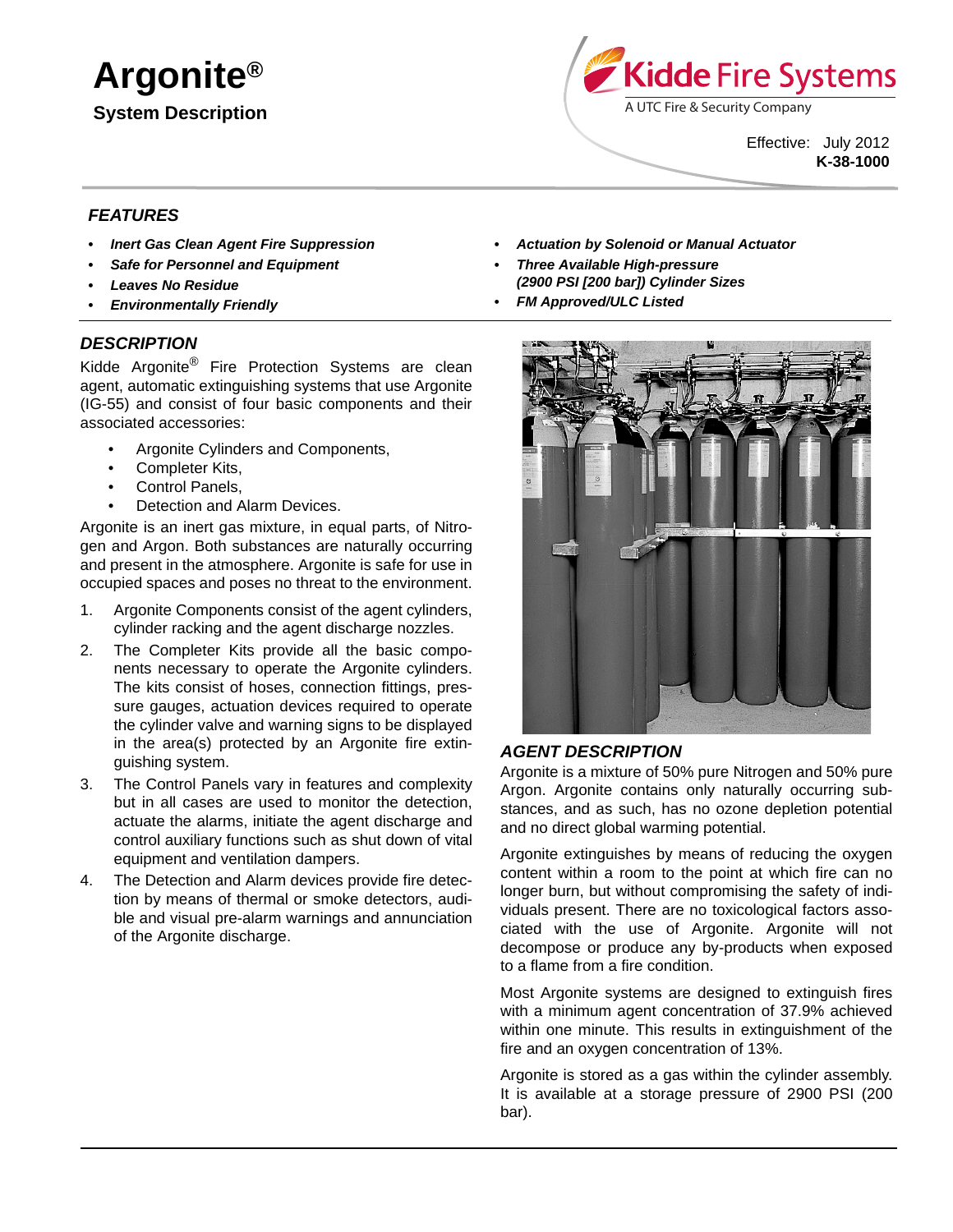# Argonite®

## System Description

Effective: July 2012
**K-38-1000**

## FEATURES

- ***Inert Gas Clean Agent Fire Suppression***
- ***Safe for Personnel and Equipment***
- ***Leaves No Residue***
- ***Environmentally Friendly***
- ***Actuation by Solenoid or Manual Actuator***
- ***Three Available High-pressure (2900 PSI [200 bar]) Cylinder Sizes***
- ***FM Approved/ULC Listed***

## DESCRIPTION

Kidde Argonite® Fire Protection Systems are clean agent, automatic extinguishing systems that use Argonite (IG-55) and consist of four basic components and their associated accessories:

- Argonite Cylinders and Components,
- Completer Kits,
- Control Panels,
- Detection and Alarm Devices.

Argonite is an inert gas mixture, in equal parts, of Nitrogen and Argon. Both substances are naturally occurring and present in the atmosphere. Argonite is safe for use in occupied spaces and poses no threat to the environment.

1. Argonite Components consist of the agent cylinders, cylinder racking and the agent discharge nozzles.
2. The Completer Kits provide all the basic components necessary to operate the Argonite cylinders. The kits consist of hoses, connection fittings, pressure gauges, actuation devices required to operate the cylinder valve and warning signs to be displayed in the area(s) protected by an Argonite fire extinguishing system.
3. The Control Panels vary in features and complexity but in all cases are used to monitor the detection, actuate the alarms, initiate the agent discharge and control auxiliary functions such as shut down of vital equipment and ventilation dampers.
4. The Detection and Alarm devices provide fire detection by means of thermal or smoke detectors, audible and visual pre-alarm warnings and annunciation of the Argonite discharge.

## AGENT DESCRIPTION

Argonite is a mixture of 50% pure Nitrogen and 50% pure Argon. Argonite contains only naturally occurring substances, and as such, has no ozone depletion potential and no direct global warming potential.

Argonite extinguishes by means of reducing the oxygen content within a room to the point at which fire can no longer burn, but without compromising the safety of individuals present. There are no toxicological factors associated with the use of Argonite. Argonite will not decompose or produce any by-products when exposed to a flame from a fire condition.

Most Argonite systems are designed to extinguish fires with a minimum agent concentration of 37.9% achieved within one minute. This results in extinguishment of the fire and an oxygen concentration of 13%.

Argonite is stored as a gas within the cylinder assembly. It is available at a storage pressure of 2900 PSI (200 bar).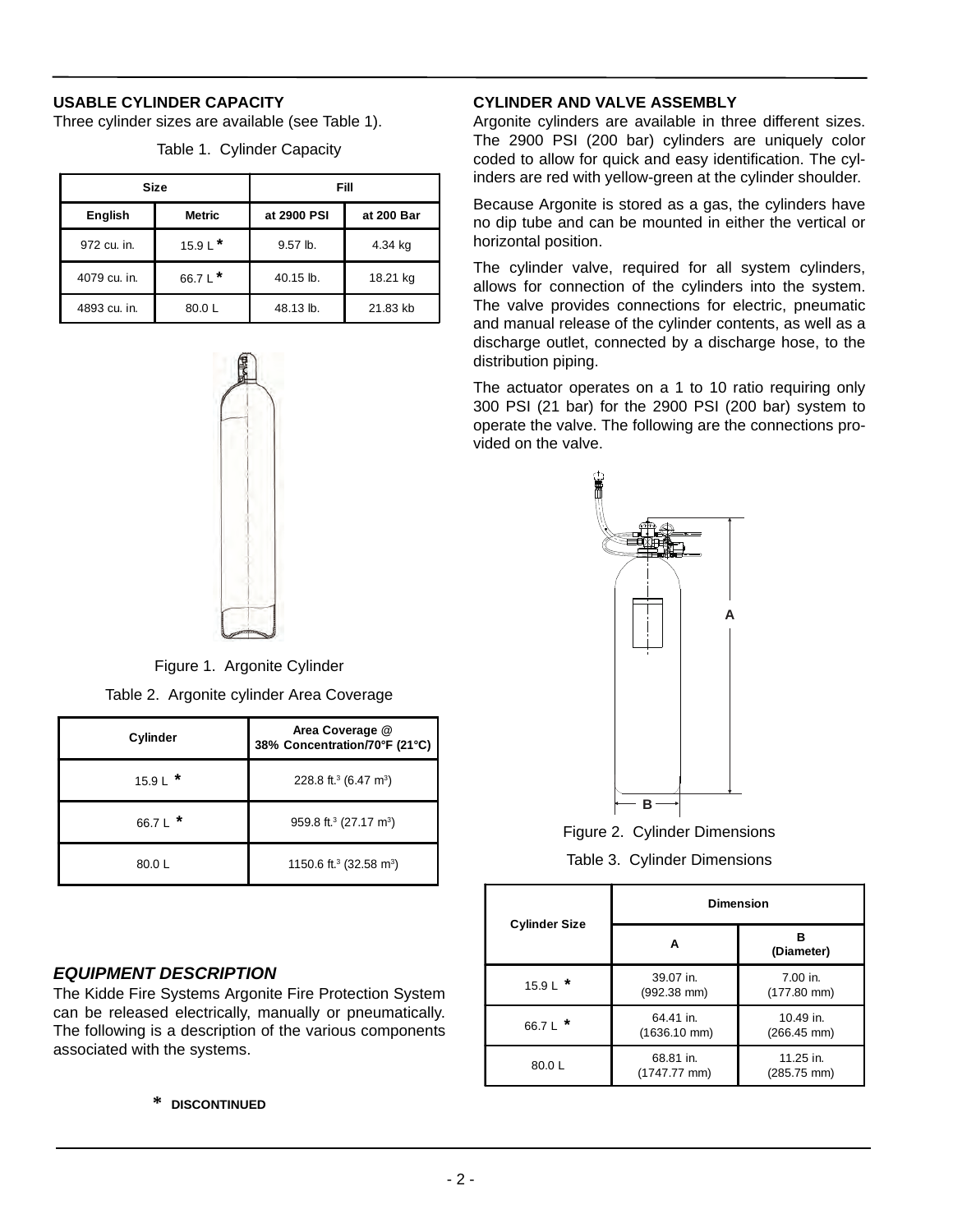## USABLE CYLINDER CAPACITY

Three cylinder sizes are available (see Table 1).

Table 1. Cylinder Capacity

| Size | | Fill | |
|---|---|---|---|
| English | Metric | at 2900 PSI | at 200 Bar |
| 972 cu. in. | 15.9 L * | 9.57 lb. | 4.34 kg |
| 4079 cu. in. | 66.7 L * | 40.15 lb. | 18.21 kg |
| 4893 cu. in. | 80.0 L | 48.13 lb. | 21.83 kb |

Figure 1. Argonite Cylinder

Table 2. Argonite cylinder Area Coverage

| Cylinder | Area Coverage @ 38% Concentration/70°F (21°C) |
|---|---|
| 15.9 L * | 228.8 ft.$^3$ (6.47 m$^3$) |
| 66.7 L * | 959.8 ft.$^3$ (27.17 m$^3$) |
| 80.0 L | 1150.6 ft.$^3$ (32.58 m$^3$) |

## *EQUIPMENT DESCRIPTION*

The Kidde Fire Systems Argonite Fire Protection System can be released electrically, manually or pneumatically. The following is a description of the various components associated with the systems.

\* **DISCONTINUED**

## CYLINDER AND VALVE ASSEMBLY

Argonite cylinders are available in three different sizes. The 2900 PSI (200 bar) cylinders are uniquely color coded to allow for quick and easy identification. The cylinders are red with yellow-green at the cylinder shoulder.

Because Argonite is stored as a gas, the cylinders have no dip tube and can be mounted in either the vertical or horizontal position.

The cylinder valve, required for all system cylinders, allows for connection of the cylinders into the system. The valve provides connections for electric, pneumatic and manual release of the cylinder contents, as well as a discharge outlet, connected by a discharge hose, to the distribution piping.

The actuator operates on a 1 to 10 ratio requiring only 300 PSI (21 bar) for the 2900 PSI (200 bar) system to operate the valve. The following are the connections provided on the valve.

Figure 2. Cylinder Dimensions

Table 3. Cylinder Dimensions

| Cylinder Size | Dimension | |
|---|---|---|
| | A | B (Diameter) |
| 15.9 L * | 39.07 in. (992.38 mm) | 7.00 in. (177.80 mm) |
| 66.7 L * | 64.41 in. (1636.10 mm) | 10.49 in. (266.45 mm) |
| 80.0 L | 68.81 in. (1747.77 mm) | 11.25 in. (285.75 mm) |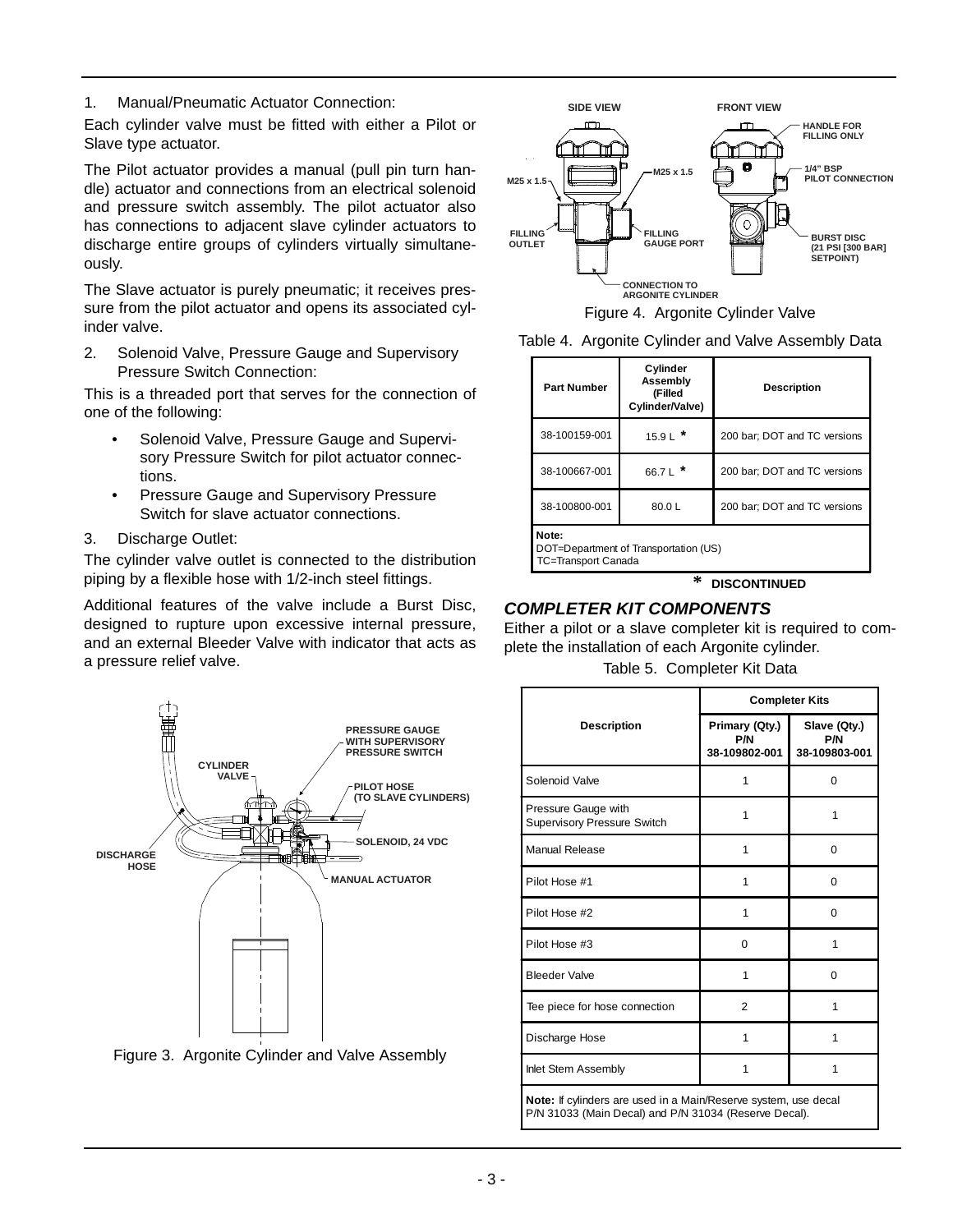1. Manual/Pneumatic Actuator Connection:

Each cylinder valve must be fitted with either a Pilot or Slave type actuator.

The Pilot actuator provides a manual (pull pin turn handle) actuator and connections from an electrical solenoid and pressure switch assembly. The pilot actuator also has connections to adjacent slave cylinder actuators to discharge entire groups of cylinders virtually simultaneously.

The Slave actuator is purely pneumatic; it receives pressure from the pilot actuator and opens its associated cylinder valve.

2. Solenoid Valve, Pressure Gauge and Supervisory Pressure Switch Connection:

This is a threaded port that serves for the connection of one of the following:

- Solenoid Valve, Pressure Gauge and Supervisory Pressure Switch for pilot actuator connections.
- Pressure Gauge and Supervisory Pressure Switch for slave actuator connections.

3. Discharge Outlet:

The cylinder valve outlet is connected to the distribution piping by a flexible hose with 1/2-inch steel fittings.

Additional features of the valve include a Burst Disc, designed to rupture upon excessive internal pressure, and an external Bleeder Valve with indicator that acts as a pressure relief valve.

Figure 3. Argonite Cylinder and Valve Assembly

Figure 4. Argonite Cylinder Valve

Table 4. Argonite Cylinder and Valve Assembly Data

| Part Number | Cylinder Assembly (Filled Cylinder/Valve) | Description |
|---|---|---|
| 38-100159-001 | 15.9 L * | 200 bar; DOT and TC versions |
| 38-100667-001 | 66.7 L * | 200 bar; DOT and TC versions |
| 38-100800-001 | 80.0 L | 200 bar; DOT and TC versions |

**Note:**
DOT=Department of Transportation (US)
TC=Transport Canada

\* **DISCONTINUED**

### *COMPLETER KIT COMPONENTS*

Either a pilot or a slave completer kit is required to complete the installation of each Argonite cylinder.

Table 5. Completer Kit Data

| Description | Completer Kits | |
|---|---|---|
| | Primary (Qty.) P/N 38-109802-001 | Slave (Qty.) P/N 38-109803-001 |
| Solenoid Valve | 1 | 0 |
| Pressure Gauge with Supervisory Pressure Switch | 1 | 1 |
| Manual Release | 1 | 0 |
| Pilot Hose #1 | 1 | 0 |
| Pilot Hose #2 | 1 | 0 |
| Pilot Hose #3 | 0 | 1 |
| Bleeder Valve | 1 | 0 |
| Tee piece for hose connection | 2 | 1 |
| Discharge Hose | 1 | 1 |
| Inlet Stem Assembly | 1 | 1 |

**Note:** If cylinders are used in a Main/Reserve system, use decal P/N 31033 (Main Decal) and P/N 31034 (Reserve Decal).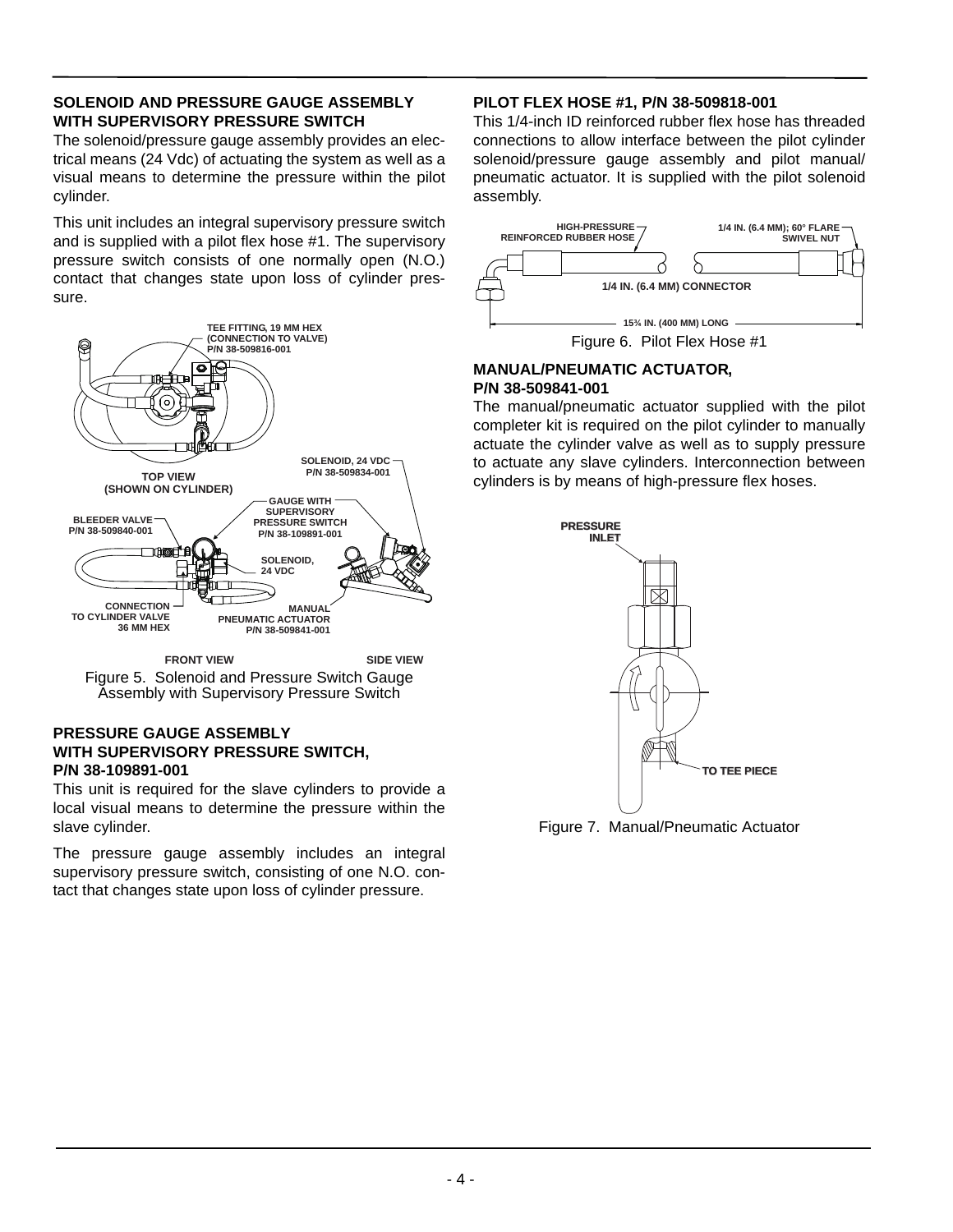## SOLENOID AND PRESSURE GAUGE ASSEMBLY WITH SUPERVISORY PRESSURE SWITCH

The solenoid/pressure gauge assembly provides an electrical means (24 Vdc) of actuating the system as well as a visual means to determine the pressure within the pilot cylinder.

This unit includes an integral supervisory pressure switch and is supplied with a pilot flex hose #1. The supervisory pressure switch consists of one normally open (N.O.) contact that changes state upon loss of cylinder pressure.

Figure 5. Solenoid and Pressure Switch Gauge Assembly with Supervisory Pressure Switch

## PRESSURE GAUGE ASSEMBLY WITH SUPERVISORY PRESSURE SWITCH, P/N 38-109891-001

This unit is required for the slave cylinders to provide a local visual means to determine the pressure within the slave cylinder.

The pressure gauge assembly includes an integral supervisory pressure switch, consisting of one N.O. contact that changes state upon loss of cylinder pressure.

## PILOT FLEX HOSE #1, P/N 38-509818-001

This 1/4-inch ID reinforced rubber flex hose has threaded connections to allow interface between the pilot cylinder solenoid/pressure gauge assembly and pilot manual/pneumatic actuator. It is supplied with the pilot solenoid assembly.

Figure 6. Pilot Flex Hose #1

## MANUAL/PNEUMATIC ACTUATOR, P/N 38-509841-001

The manual/pneumatic actuator supplied with the pilot completer kit is required on the pilot cylinder to manually actuate the cylinder valve as well as to supply pressure to actuate any slave cylinders. Interconnection between cylinders is by means of high-pressure flex hoses.

Figure 7. Manual/Pneumatic Actuator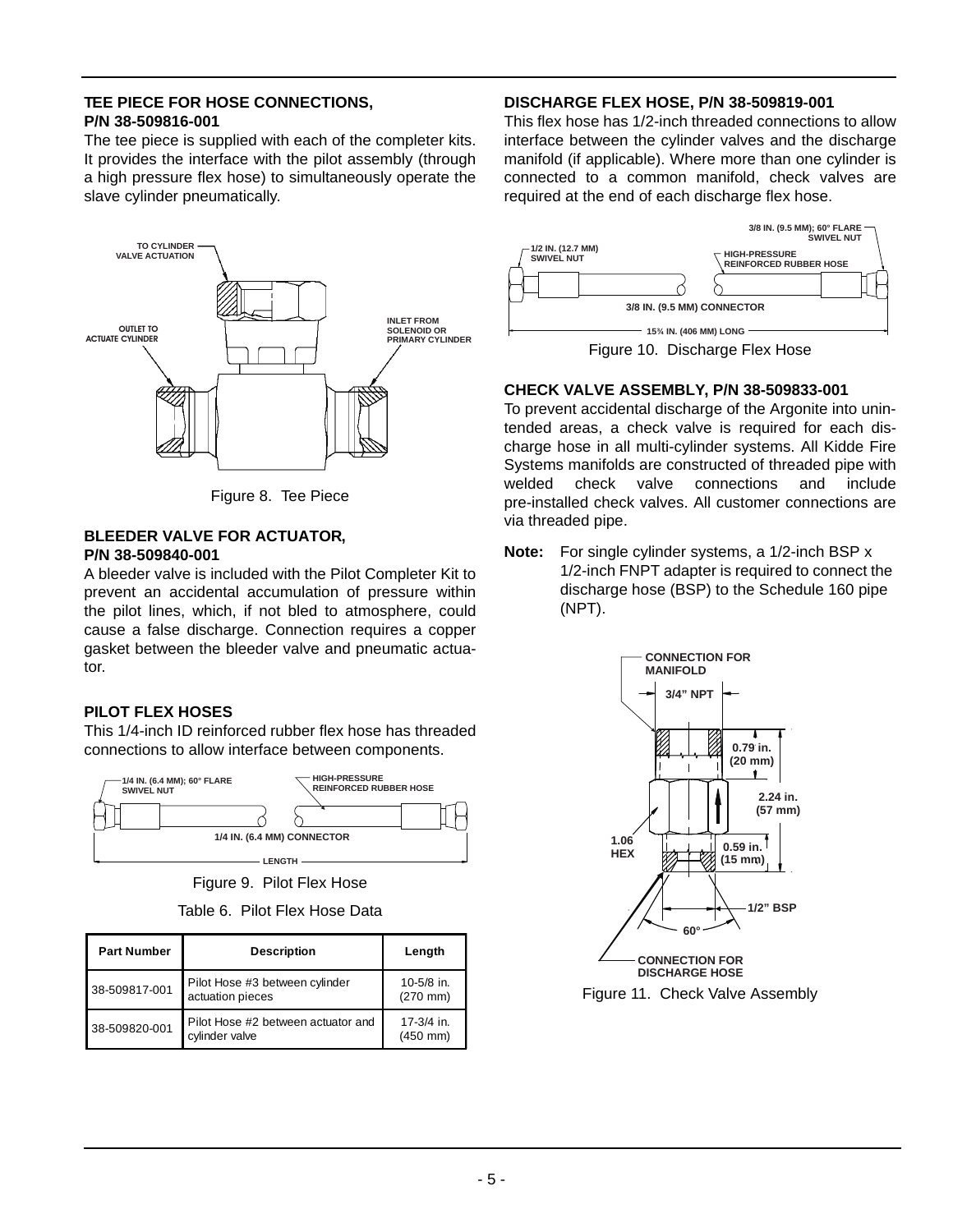### TEE PIECE FOR HOSE CONNECTIONS, P/N 38-509816-001

The tee piece is supplied with each of the completer kits. It provides the interface with the pilot assembly (through a high pressure flex hose) to simultaneously operate the slave cylinder pneumatically.

Figure 8. Tee Piece

### BLEEDER VALVE FOR ACTUATOR, P/N 38-509840-001

A bleeder valve is included with the Pilot Completer Kit to prevent an accidental accumulation of pressure within the pilot lines, which, if not bled to atmosphere, could cause a false discharge. Connection requires a copper gasket between the bleeder valve and pneumatic actuator.

### PILOT FLEX HOSES

This 1/4-inch ID reinforced rubber flex hose has threaded connections to allow interface between components.

Figure 9. Pilot Flex Hose

Table 6. Pilot Flex Hose Data

| Part Number | Description | Length |
|---|---|---|
| 38-509817-001 | Pilot Hose #3 between cylinder actuation pieces | 10-5/8 in. (270 mm) |
| 38-509820-001 | Pilot Hose #2 between actuator and cylinder valve | 17-3/4 in. (450 mm) |

### DISCHARGE FLEX HOSE, P/N 38-509819-001

This flex hose has 1/2-inch threaded connections to allow interface between the cylinder valves and the discharge manifold (if applicable). Where more than one cylinder is connected to a common manifold, check valves are required at the end of each discharge flex hose.

Figure 10. Discharge Flex Hose

### CHECK VALVE ASSEMBLY, P/N 38-509833-001

To prevent accidental discharge of the Argonite into unintended areas, a check valve is required for each discharge hose in all multi-cylinder systems. All Kidde Fire Systems manifolds are constructed of threaded pipe with welded check valve connections and include pre-installed check valves. All customer connections are via threaded pipe.

**Note:** For single cylinder systems, a 1/2-inch BSP x 1/2-inch FNPT adapter is required to connect the discharge hose (BSP) to the Schedule 160 pipe (NPT).

Figure 11. Check Valve Assembly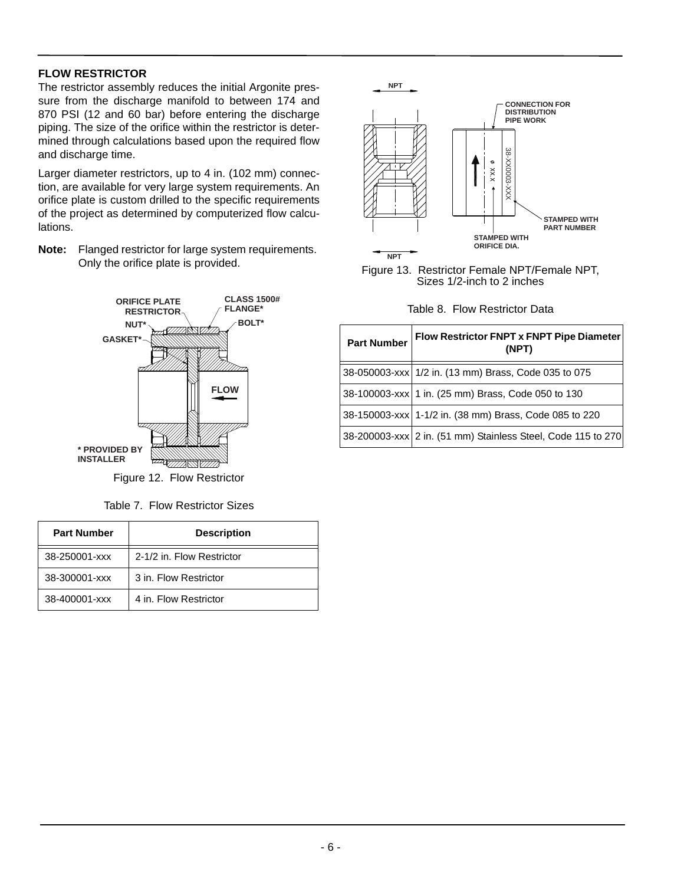## FLOW RESTRICTOR

The restrictor assembly reduces the initial Argonite pressure from the discharge manifold to between 174 and 870 PSI (12 and 60 bar) before entering the discharge piping. The size of the orifice within the restrictor is determined through calculations based upon the required flow and discharge time.

Larger diameter restrictors, up to 4 in. (102 mm) connection, are available for very large system requirements. An orifice plate is custom drilled to the specific requirements of the project as determined by computerized flow calculations.

**Note:** Flanged restrictor for large system requirements. Only the orifice plate is provided.

Figure 12. Flow Restrictor

Table 7. Flow Restrictor Sizes

| Part Number | Description |
|---|---|
| 38-250001-xxx | 2-1/2 in. Flow Restrictor |
| 38-300001-xxx | 3 in. Flow Restrictor |
| 38-400001-xxx | 4 in. Flow Restrictor |

Figure 13. Restrictor Female NPT/Female NPT, Sizes 1/2-inch to 2 inches

Table 8. Flow Restrictor Data

| Part Number | Flow Restrictor FNPT x FNPT Pipe Diameter (NPT) |
|---|---|
| 38-050003-xxx | 1/2 in. (13 mm) Brass, Code 035 to 075 |
| 38-100003-xxx | 1 in. (25 mm) Brass, Code 050 to 130 |
| 38-150003-xxx | 1-1/2 in. (38 mm) Brass, Code 085 to 220 |
| 38-200003-xxx | 2 in. (51 mm) Stainless Steel, Code 115 to 270 |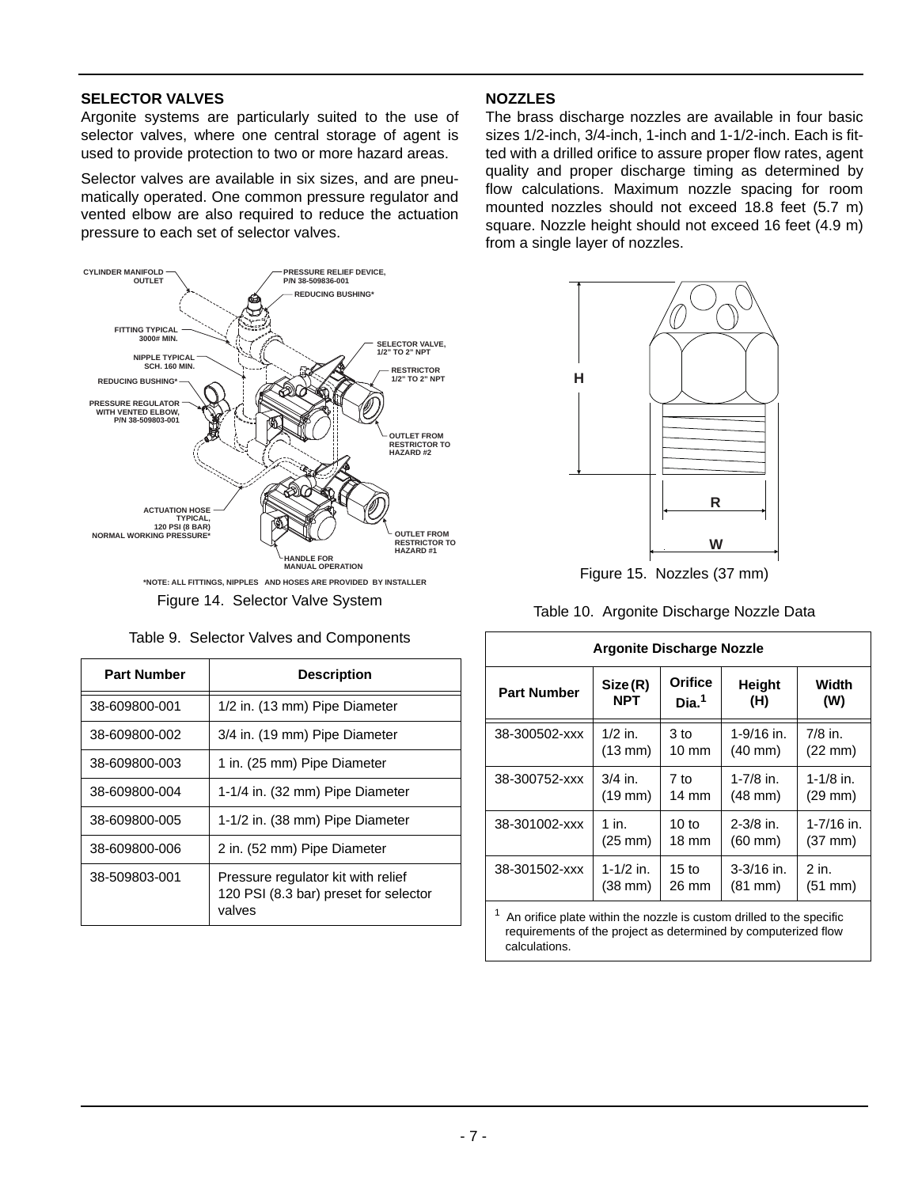## SELECTOR VALVES

Argonite systems are particularly suited to the use of selector valves, where one central storage of agent is used to provide protection to two or more hazard areas.

Selector valves are available in six sizes, and are pneumatically operated. One common pressure regulator and vented elbow are also required to reduce the actuation pressure to each set of selector valves.

CYLINDER MANIFOLD OUTLET
PRESSURE RELIEF DEVICE, P/N 38-509836-001
REDUCING BUSHING*
FITTING TYPICAL 3000# MIN.
NIPPLE TYPICAL SCH. 160 MIN.
REDUCING BUSHING*
PRESSURE REGULATOR WITH VENTED ELBOW, P/N 38-509803-001
SELECTOR VALVE, 1/2" TO 2" NPT
RESTRICTOR 1/2" TO 2" NPT
OUTLET FROM RESTRICTOR TO HAZARD #2
ACTUATION HOSE TYPICAL, 120 PSI (8 BAR) NORMAL WORKING PRESSURE*
OUTLET FROM RESTRICTOR TO HAZARD #1
HANDLE FOR MANUAL OPERATION

*NOTE: ALL FITTINGS, NIPPLES AND HOSES ARE PROVIDED BY INSTALLER

Figure 14. Selector Valve System

Table 9. Selector Valves and Components

| Part Number | Description |
|---|---|
| 38-609800-001 | 1/2 in. (13 mm) Pipe Diameter |
| 38-609800-002 | 3/4 in. (19 mm) Pipe Diameter |
| 38-609800-003 | 1 in. (25 mm) Pipe Diameter |
| 38-609800-004 | 1-1/4 in. (32 mm) Pipe Diameter |
| 38-609800-005 | 1-1/2 in. (38 mm) Pipe Diameter |
| 38-609800-006 | 2 in. (52 mm) Pipe Diameter |
| 38-509803-001 | Pressure regulator kit with relief 120 PSI (8.3 bar) preset for selector valves |

## NOZZLES

The brass discharge nozzles are available in four basic sizes 1/2-inch, 3/4-inch, 1-inch and 1-1/2-inch. Each is fitted with a drilled orifice to assure proper flow rates, agent quality and proper discharge timing as determined by flow calculations. Maximum nozzle spacing for room mounted nozzles should not exceed 18.8 feet (5.7 m) square. Nozzle height should not exceed 16 feet (4.9 m) from a single layer of nozzles.

H
R
W

Figure 15. Nozzles (37 mm)

Table 10. Argonite Discharge Nozzle Data

| Argonite Discharge Nozzle | | | | |
|---|---|---|---|---|
| **Part Number** | **Size (R) NPT** | **Orifice Dia.[1]** | **Height (H)** | **Width (W)** |
| 38-300502-xxx | 1/2 in. (13 mm) | 3 to 10 mm | 1-9/16 in. (40 mm) | 7/8 in. (22 mm) |
| 38-300752-xxx | 3/4 in. (19 mm) | 7 to 14 mm | 1-7/8 in. (48 mm) | 1-1/8 in. (29 mm) |
| 38-301002-xxx | 1 in. (25 mm) | 10 to 18 mm | 2-3/8 in. (60 mm) | 1-7/16 in. (37 mm) |
| 38-301502-xxx | 1-1/2 in. (38 mm) | 15 to 26 mm | 3-3/16 in. (81 mm) | 2 in. (51 mm) |

[1] An orifice plate within the nozzle is custom drilled to the specific requirements of the project as determined by computerized flow calculations.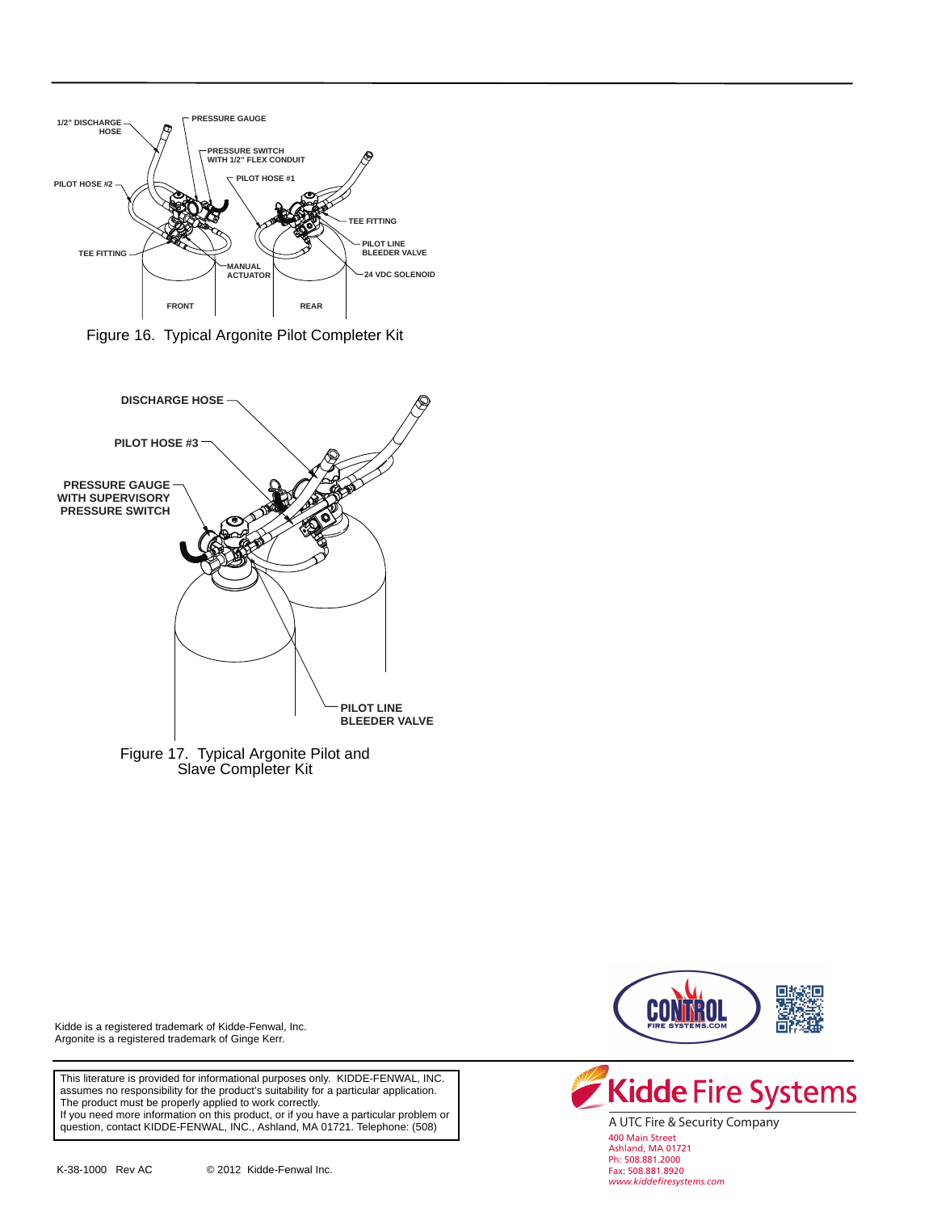1/2" DISCHARGE HOSE

PRESSURE GAUGE

PRESSURE SWITCH WITH 1/2" FLEX CONDUIT

PILOT HOSE #1

PILOT HOSE #2

TEE FITTING

TEE FITTING

PILOT LINE BLEEDER VALVE

MANUAL ACTUATOR

24 VDC SOLENOID

FRONT

REAR

Figure 16. Typical Argonite Pilot Completer Kit

DISCHARGE HOSE

PILOT HOSE #3

PRESSURE GAUGE WITH SUPERVISORY PRESSURE SWITCH

PILOT LINE BLEEDER VALVE

Figure 17. Typical Argonite Pilot and Slave Completer Kit

Kidde is a registered trademark of Kidde-Fenwal, Inc.
Argonite is a registered trademark of Ginge Kerr.

This literature is provided for informational purposes only. KIDDE-FENWAL, INC. assumes no responsibility for the product's suitability for a particular application. The product must be properly applied to work correctly.
If you need more information on this product, or if you have a particular problem or question, contact KIDDE-FENWAL, INC., Ashland, MA 01721. Telephone: (508)

CONTROL FIRE SYSTEMS.COM

Kidde Fire Systems

A UTC Fire & Security Company

400 Main Street
Ashland, MA 01721
Ph: 508.881.2000
Fax: 508.881.8920
*www.kiddefiresystems.com*

K-38-1000 Rev AC © 2012 Kidde-Fenwal Inc.